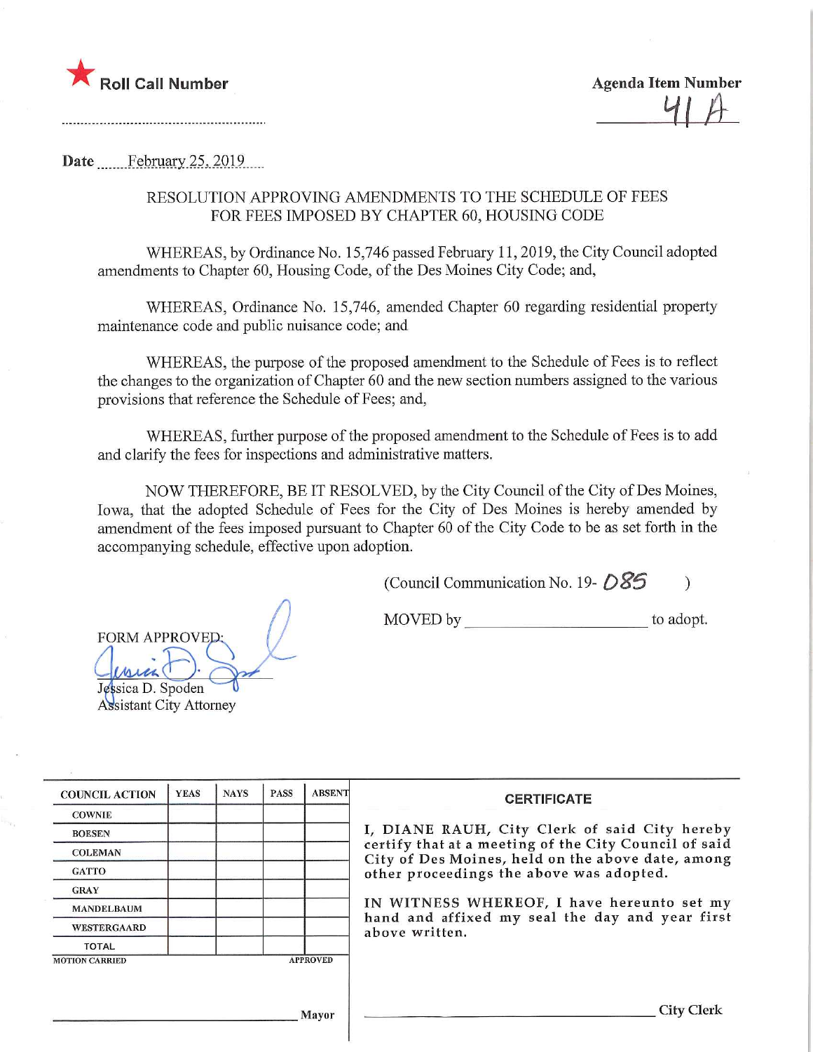★ **Roll Call Number**

..................................................................

**Agenda Item Number**

41 A

**Date** February 25, 2019

RESOLUTION APPROVING AMENDMENTS TO THE SCHEDULE OF FEES FOR FEES IMPOSED BY CHAPTER 60, HOUSING CODE

WHEREAS, by Ordinance No. 15,746 passed February 11, 2019, the City Council adopted amendments to Chapter 60, Housing Code, of the Des Moines City Code; and,

WHEREAS, Ordinance No. 15,746, amended Chapter 60 regarding residential property maintenance code and public nuisance code; and

WHEREAS, the purpose of the proposed amendment to the Schedule of Fees is to reflect the changes to the organization of Chapter 60 and the new section numbers assigned to the various provisions that reference the Schedule of Fees; and,

WHEREAS, further purpose of the proposed amendment to the Schedule of Fees is to add and clarify the fees for inspections and administrative matters.

NOW THEREFORE, BE IT RESOLVED, by the City Council of the City of Des Moines, Iowa, that the adopted Schedule of Fees for the City of Des Moines is hereby amended by amendment of the fees imposed pursuant to Chapter 60 of the City Code to be as set forth in the accompanying schedule, effective upon adoption.

(Council Communication No. 19- 085 )

MOVED by ______________________ to adopt.

FORM APPROVED:

Jessica D. Spoden
Assistant City Attorney

| COUNCIL ACTION | YEAS | NAYS | PASS | ABSENT |
|---|---|---|---|---|
| COWNIE | | | | |
| BOESEN | | | | |
| COLEMAN | | | | |
| GATTO | | | | |
| GRAY | | | | |
| MANDELBAUM | | | | |
| WESTERGAARD | | | | |
| TOTAL | | | | |

MOTION CARRIED APPROVED

______________________ Mayor

**CERTIFICATE**

I, DIANE RAUH, City Clerk of said City hereby certify that at a meeting of the City Council of said City of Des Moines, held on the above date, among other proceedings the above was adopted.

IN WITNESS WHEREOF, I have hereunto set my hand and affixed my seal the day and year first above written.

______________________ City Clerk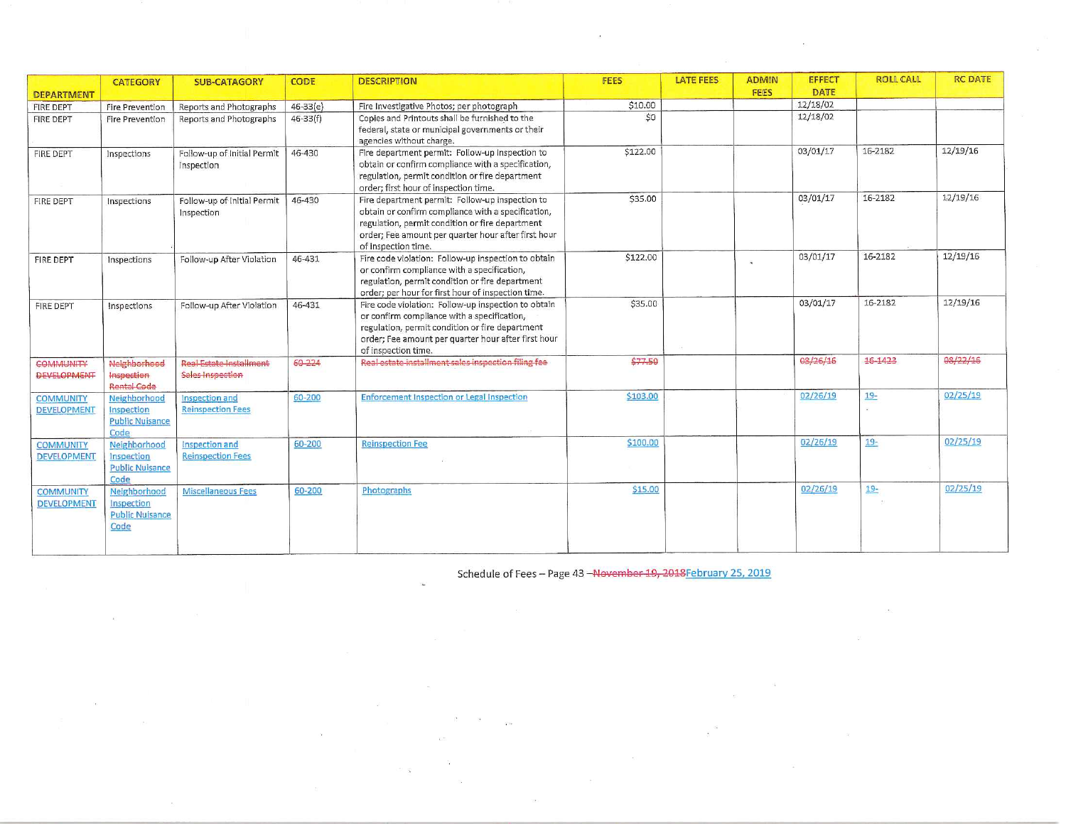| DEPARTMENT | CATEGORY | SUB-CATAGORY | CODE | DESCRIPTION | FEES | LATE FEES | ADMIN FEES | EFFECT DATE | ROLL CALL | RC DATE |
|---|---|---|---|---|---|---|---|---|---|---|
| FIRE DEPT | Fire Prevention | Reports and Photographs | 46-33(e) | Fire Investigative Photos; per photograph | $10.00 | | | 12/18/02 | | |
| FIRE DEPT | Fire Prevention | Reports and Photographs | 46-33(f) | Copies and Printouts shall be furnished to the federal, state or municipal governments or their agencies without charge. | $0 | | | 12/18/02 | | |
| FIRE DEPT | Inspections | Follow-up of Initial Permit Inspection | 46-430 | Fire department permit: Follow-up inspection to obtain or confirm compliance with a specification, regulation, permit condition or fire department order; first hour of inspection time. | $122.00 | | | 03/01/17 | 16-2182 | 12/19/16 |
| FIRE DEPT | Inspections | Follow-up of Initial Permit Inspection | 46-430 | Fire department permit: Follow-up inspection to obtain or confirm compliance with a specification, regulation, permit condition or fire department order; Fee amount per quarter hour after first hour of inspection time. | $35.00 | | | 03/01/17 | 16-2182 | 12/19/16 |
| FIRE DEPT | Inspections | Follow-up After Violation | 46-431 | Fire code violation: Follow-up inspection to obtain or confirm compliance with a specification, regulation, permit condition or fire department order; per hour for first hour of inspection time. | $122.00 | | | 03/01/17 | 16-2182 | 12/19/16 |
| FIRE DEPT | Inspections | Follow-up After Violation | 46-431 | Fire code violation: Follow-up inspection to obtain or confirm compliance with a specification, regulation, permit condition or fire department order; Fee amount per quarter hour after first hour of inspection time. | $35.00 | | | 03/01/17 | 16-2182 | 12/19/16 |
| ~~COMMUNITY DEVELOPMENT~~ | ~~Neighborhood Inspection Rental Code~~ | ~~Real Estate Installment Sales Inspection~~ | ~~60-224~~ | ~~Real estate installment sales inspection filing fee~~ | ~~$77.50~~ | | | ~~08/26/16~~ | ~~16-1423~~ | ~~08/22/16~~ |
| COMMUNITY DEVELOPMENT | Neighborhood Inspection Public Nuisance Code | Inspection and Reinspection Fees | 60-200 | Enforcement Inspection or Legal Inspection | $103.00 | | | 02/26/19 | 19- | 02/25/19 |
| COMMUNITY DEVELOPMENT | Neighborhood Inspection Public Nuisance Code | Inspection and Reinspection Fees | 60-200 | Reinspection Fee | $100.00 | | | 02/26/19 | 19- | 02/25/19 |
| COMMUNITY DEVELOPMENT | Neighborhood Inspection Public Nuisance Code | Miscellaneous Fees | 60-200 | Photographs | $15.00 | | | 02/26/19 | 19- | 02/25/19 |

Schedule of Fees – Page 43 – ~~November 19, 2018~~ February 25, 2019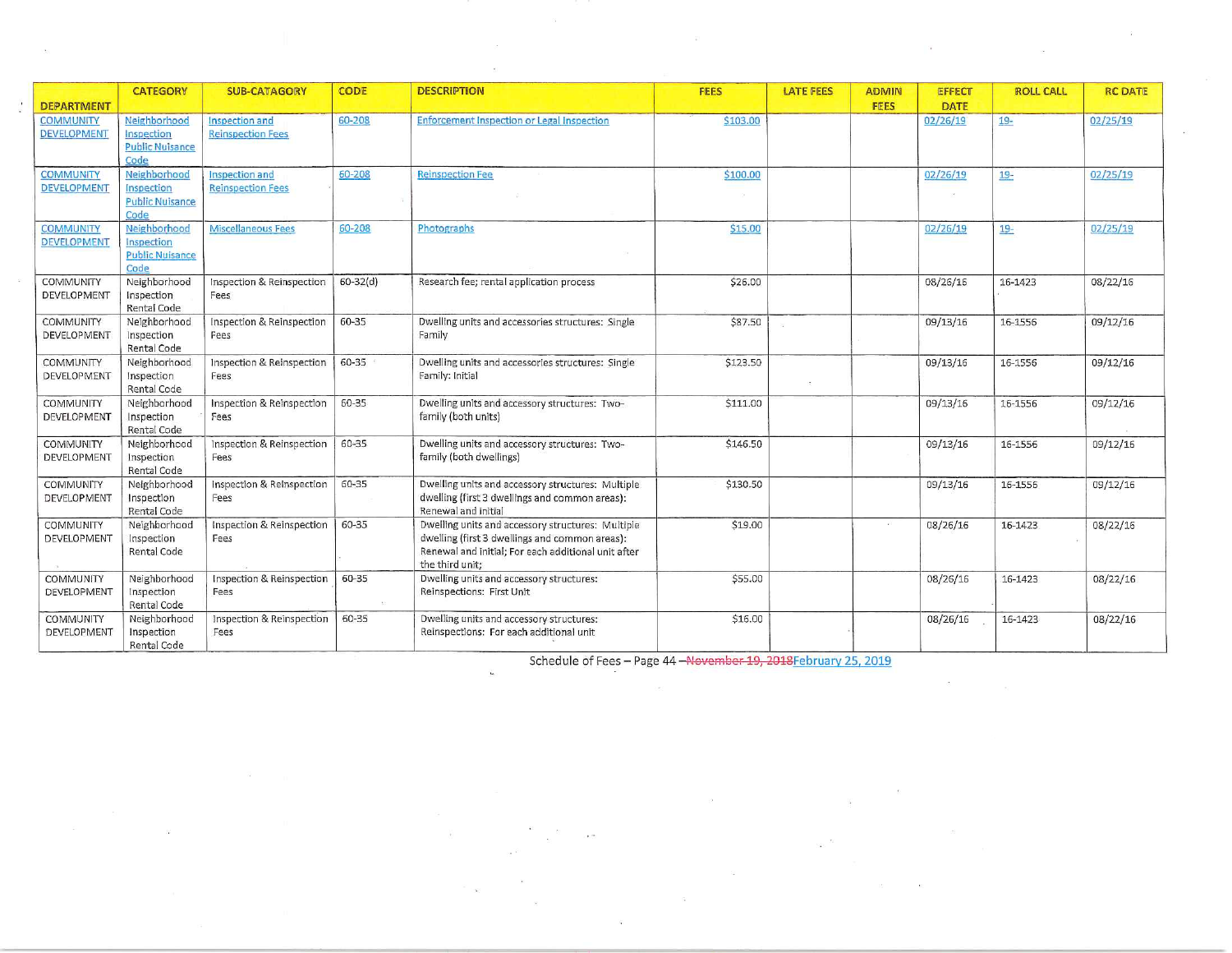| DEPARTMENT | CATEGORY | SUB-CATAGORY | CODE | DESCRIPTION | FEES | LATE FEES | ADMIN FEES | EFFECT DATE | ROLL CALL | RC DATE |
|---|---|---|---|---|---|---|---|---|---|---|
| COMMUNITY DEVELOPMENT | Neighborhood Inspection Public Nuisance Code | Inspection and Reinspection Fees | 60-208 | Enforcement Inspection or Legal Inspection | $103.00 | | | 02/26/19 | 19- | 02/25/19 |
| COMMUNITY DEVELOPMENT | Neighborhood Inspection Public Nuisance Code | Inspection and Reinspection Fees | 60-208 | Reinspection Fee | $100.00 | | | 02/26/19 | 19- | 02/25/19 |
| COMMUNITY DEVELOPMENT | Neighborhood Inspection Public Nuisance Code | Miscellaneous Fees | 60-208 | Photographs | $15.00 | | | 02/26/19 | 19- | 02/25/19 |
| COMMUNITY DEVELOPMENT | Neighborhood Inspection Rental Code | Inspection & Reinspection Fees | 60-32(d) | Research fee; rental application process | $26.00 | | | 08/26/16 | 16-1423 | 08/22/16 |
| COMMUNITY DEVELOPMENT | Neighborhood Inspection Rental Code | Inspection & Reinspection Fees | 60-35 | Dwelling units and accessories structures: Single Family | $87.50 | | | 09/13/16 | 16-1556 | 09/12/16 |
| COMMUNITY DEVELOPMENT | Neighborhood Inspection Rental Code | Inspection & Reinspection Fees | 60-35 | Dwelling units and accessories structures: Single Family: Initial | $123.50 | | | 09/13/16 | 16-1556 | 09/12/16 |
| COMMUNITY DEVELOPMENT | Neighborhood Inspection Rental Code | Inspection & Reinspection Fees | 60-35 | Dwelling units and accessory structures: Two-family (both units) | $111.00 | | | 09/13/16 | 16-1556 | 09/12/16 |
| COMMUNITY DEVELOPMENT | Neighborhood Inspection Rental Code | Inspection & Reinspection Fees | 60-35 | Dwelling units and accessory structures: Two-family (both dwellings) | $146.50 | | | 09/13/16 | 16-1556 | 09/12/16 |
| COMMUNITY DEVELOPMENT | Neighborhood Inspection Rental Code | Inspection & Reinspection Fees | 60-35 | Dwelling units and accessory structures: Multiple dwelling (first 3 dwellings and common areas): Renewal and initial | $130.50 | | | 09/13/16 | 16-1556 | 09/12/16 |
| COMMUNITY DEVELOPMENT | Neighborhood Inspection Rental Code | Inspection & Reinspection Fees | 60-35 | Dwelling units and accessory structures: Multiple dwelling (first 3 dwellings and common areas): Renewal and initial; For each additional unit after the third unit; | $19.00 | | | 08/26/16 | 16-1423 | 08/22/16 |
| COMMUNITY DEVELOPMENT | Neighborhood Inspection Rental Code | Inspection & Reinspection Fees | 60-35 | Dwelling units and accessory structures: Reinspections: First Unit | $55.00 | | | 08/26/16 | 16-1423 | 08/22/16 |
| COMMUNITY DEVELOPMENT | Neighborhood Inspection Rental Code | Inspection & Reinspection Fees | 60-35 | Dwelling units and accessory structures: Reinspections: For each additional unit | $16.00 | | | 08/26/16 | 16-1423 | 08/22/16 |

Schedule of Fees – Page 44 – ~~November 19, 2018~~February 25, 2019